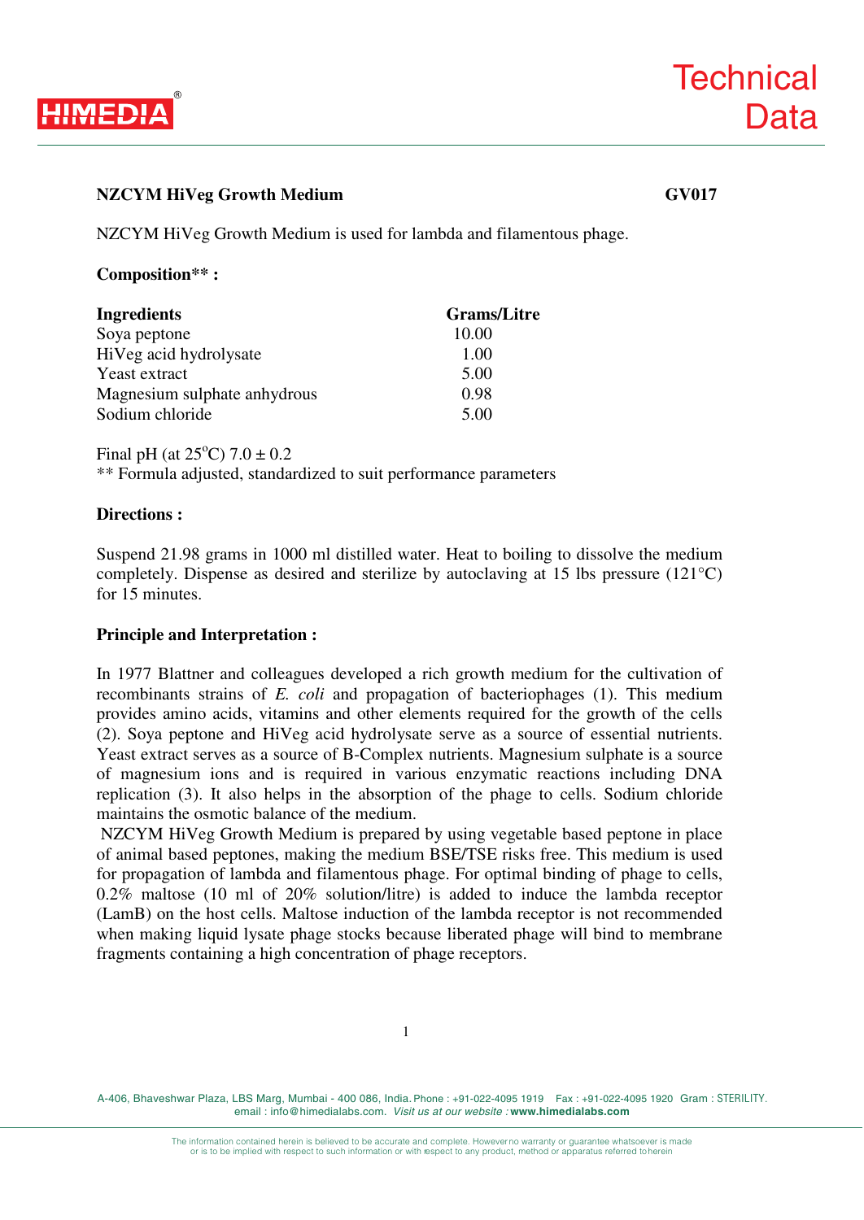# NZCYM HiVeg Growth Medium

**GV017**

NZCYM HiVeg Growth Medium is used for lambda and filamentous phage.

**Composition** :**

| Ingredients | Grams/Litre |
|---|---|
| Soya peptone | 10.00 |
| HiVeg acid hydrolysate | 1.00 |
| Yeast extract | 5.00 |
| Magnesium sulphate anhydrous | 0.98 |
| Sodium chloride | 5.00 |

Final pH (at 25°C) 7.0 ± 0.2

** Formula adjusted, standardized to suit performance parameters

**Directions :**

Suspend 21.98 grams in 1000 ml distilled water. Heat to boiling to dissolve the medium completely. Dispense as desired and sterilize by autoclaving at 15 lbs pressure (121°C) for 15 minutes.

**Principle and Interpretation :**

In 1977 Blattner and colleagues developed a rich growth medium for the cultivation of recombinants strains of *E. coli* and propagation of bacteriophages (1). This medium provides amino acids, vitamins and other elements required for the growth of the cells (2). Soya peptone and HiVeg acid hydrolysate serve as a source of essential nutrients. Yeast extract serves as a source of B-Complex nutrients. Magnesium sulphate is a source of magnesium ions and is required in various enzymatic reactions including DNA replication (3). It also helps in the absorption of the phage to cells. Sodium chloride maintains the osmotic balance of the medium.

NZCYM HiVeg Growth Medium is prepared by using vegetable based peptone in place of animal based peptones, making the medium BSE/TSE risks free. This medium is used for propagation of lambda and filamentous phage. For optimal binding of phage to cells, 0.2% maltose (10 ml of 20% solution/litre) is added to induce the lambda receptor (LamB) on the host cells. Maltose induction of the lambda receptor is not recommended when making liquid lysate phage stocks because liberated phage will bind to membrane fragments containing a high concentration of phage receptors.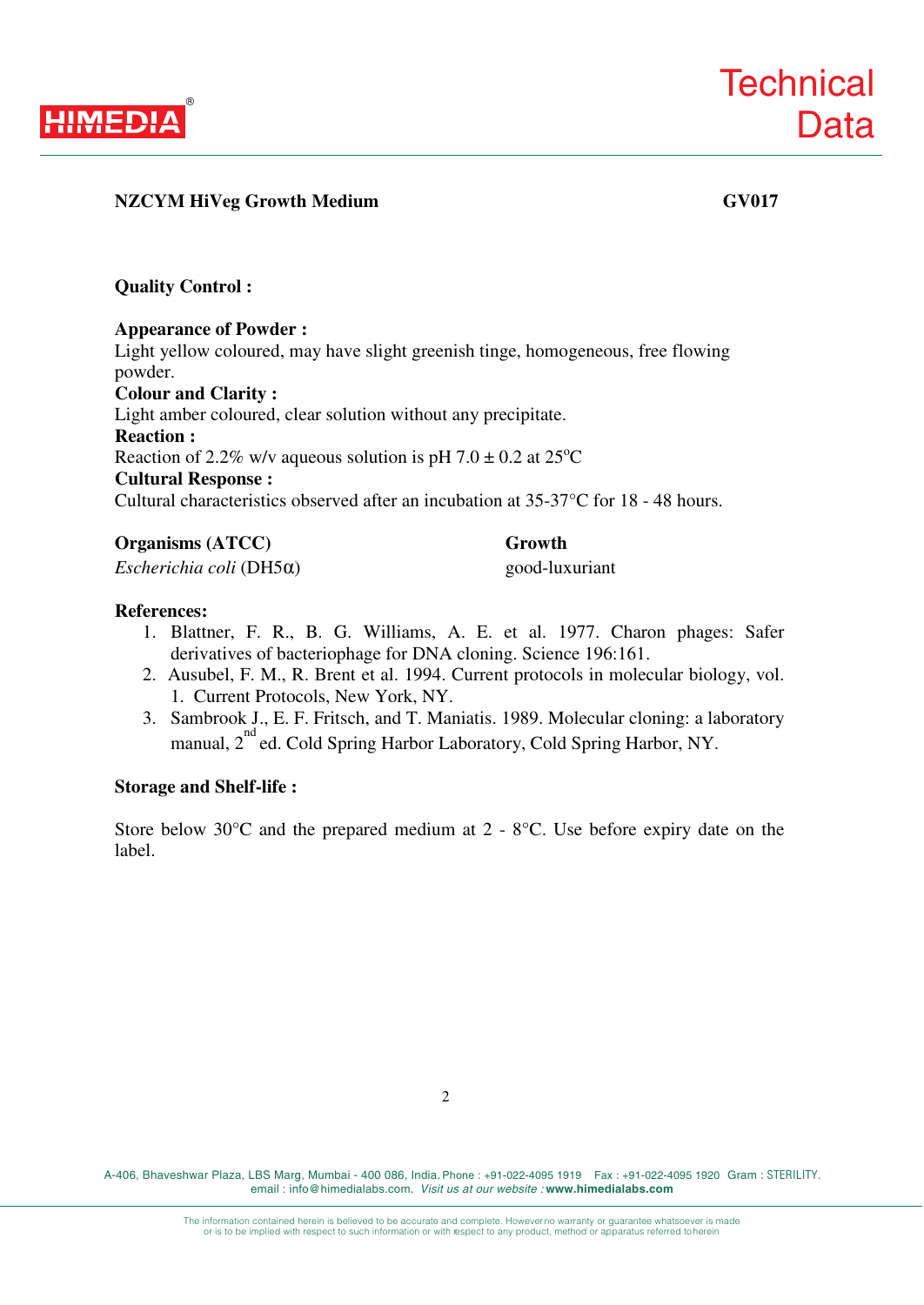**NZCYM HiVeg Growth Medium** **GV017**

**Quality Control :**

**Appearance of Powder :**
Light yellow coloured, may have slight greenish tinge, homogeneous, free flowing powder.

**Colour and Clarity :**
Light amber coloured, clear solution without any precipitate.

**Reaction :**
Reaction of 2.2% w/v aqueous solution is pH 7.0 ± 0.2 at 25°C

**Cultural Response :**
Cultural characteristics observed after an incubation at 35-37°C for 18 - 48 hours.

| Organisms (ATCC) | Growth |
|---|---|
| *Escherichia coli* (DH5α) | good-luxuriant |

**References:**

1. Blattner, F. R., B. G. Williams, A. E. et al. 1977. Charon phages: Safer derivatives of bacteriophage for DNA cloning. Science 196:161.
2. Ausubel, F. M., R. Brent et al. 1994. Current protocols in molecular biology, vol. 1. Current Protocols, New York, NY.
3. Sambrook J., E. F. Fritsch, and T. Maniatis. 1989. Molecular cloning: a laboratory manual, 2nd ed. Cold Spring Harbor Laboratory, Cold Spring Harbor, NY.

**Storage and Shelf-life :**

Store below 30°C and the prepared medium at 2 - 8°C. Use before expiry date on the label.

A-406, Bhaveshwar Plaza, LBS Marg, Mumbai - 400 086, India. Phone : +91-022-4095 1919 Fax : +91-022-4095 1920 Gram : STERILITY.
email : info@himedialabs.com. *Visit us at our website :* **www.himedialabs.com**

The information contained herein is believed to be accurate and complete. However no warranty or guarantee whatsoever is made or is to be implied with respect to such information or with respect to any product, method or apparatus referred to herein